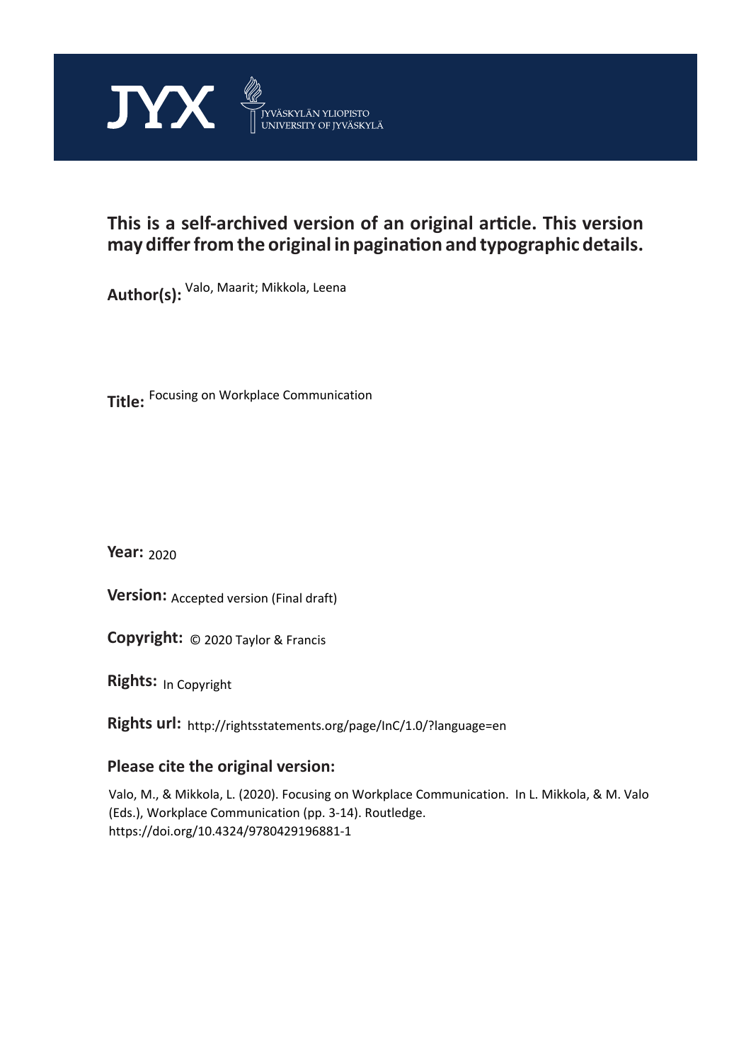JYX JYVÄSKYLÄN YLIOPISTO UNIVERSITY OF JYVÄSKYLÄ

**This is a self-archived version of an original article. This version may differ from the original in pagination and typographic details.**

**Author(s):** Valo, Maarit; Mikkola, Leena

**Title:** Focusing on Workplace Communication

**Year:** 2020

**Version:** Accepted version (Final draft)

**Copyright:** © 2020 Taylor & Francis

**Rights:** In Copyright

**Rights url:** http://rightsstatements.org/page/InC/1.0/?language=en

## Please cite the original version:

Valo, M., & Mikkola, L. (2020). Focusing on Workplace Communication. In L. Mikkola, & M. Valo (Eds.), Workplace Communication (pp. 3-14). Routledge. https://doi.org/10.4324/9780429196881-1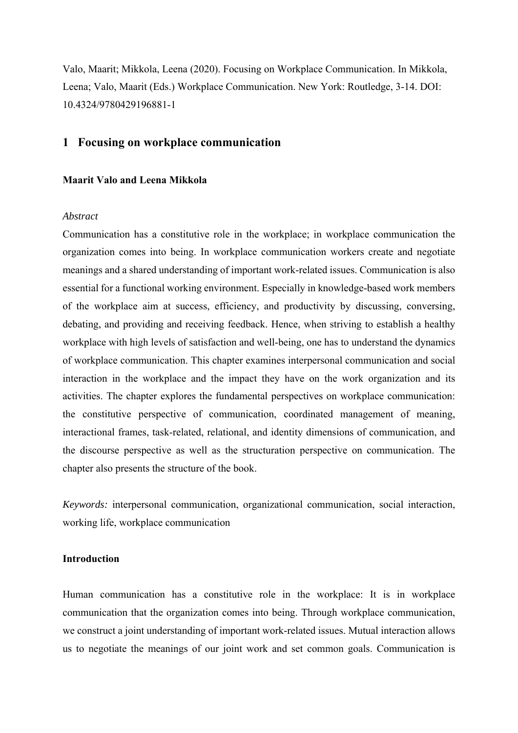Valo, Maarit; Mikkola, Leena (2020). Focusing on Workplace Communication. In Mikkola, Leena; Valo, Maarit (Eds.) Workplace Communication. New York: Routledge, 3-14. DOI: 10.4324/9780429196881-1

# 1 Focusing on workplace communication

**Maarit Valo and Leena Mikkola**

*Abstract*

Communication has a constitutive role in the workplace; in workplace communication the organization comes into being. In workplace communication workers create and negotiate meanings and a shared understanding of important work-related issues. Communication is also essential for a functional working environment. Especially in knowledge-based work members of the workplace aim at success, efficiency, and productivity by discussing, conversing, debating, and providing and receiving feedback. Hence, when striving to establish a healthy workplace with high levels of satisfaction and well-being, one has to understand the dynamics of workplace communication. This chapter examines interpersonal communication and social interaction in the workplace and the impact they have on the work organization and its activities. The chapter explores the fundamental perspectives on workplace communication: the constitutive perspective of communication, coordinated management of meaning, interactional frames, task-related, relational, and identity dimensions of communication, and the discourse perspective as well as the structuration perspective on communication. The chapter also presents the structure of the book.

*Keywords:* interpersonal communication, organizational communication, social interaction, working life, workplace communication

**Introduction**

Human communication has a constitutive role in the workplace: It is in workplace communication that the organization comes into being. Through workplace communication, we construct a joint understanding of important work-related issues. Mutual interaction allows us to negotiate the meanings of our joint work and set common goals. Communication is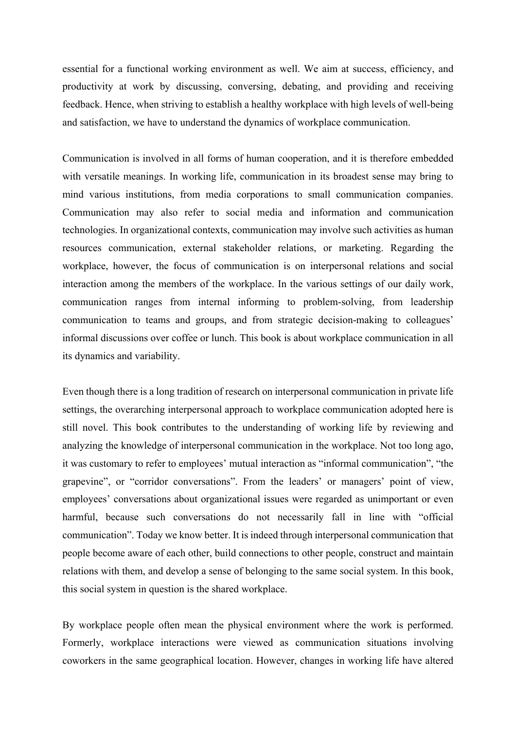essential for a functional working environment as well. We aim at success, efficiency, and productivity at work by discussing, conversing, debating, and providing and receiving feedback. Hence, when striving to establish a healthy workplace with high levels of well-being and satisfaction, we have to understand the dynamics of workplace communication.

Communication is involved in all forms of human cooperation, and it is therefore embedded with versatile meanings. In working life, communication in its broadest sense may bring to mind various institutions, from media corporations to small communication companies. Communication may also refer to social media and information and communication technologies. In organizational contexts, communication may involve such activities as human resources communication, external stakeholder relations, or marketing. Regarding the workplace, however, the focus of communication is on interpersonal relations and social interaction among the members of the workplace. In the various settings of our daily work, communication ranges from internal informing to problem-solving, from leadership communication to teams and groups, and from strategic decision-making to colleagues' informal discussions over coffee or lunch. This book is about workplace communication in all its dynamics and variability.

Even though there is a long tradition of research on interpersonal communication in private life settings, the overarching interpersonal approach to workplace communication adopted here is still novel. This book contributes to the understanding of working life by reviewing and analyzing the knowledge of interpersonal communication in the workplace. Not too long ago, it was customary to refer to employees' mutual interaction as "informal communication", "the grapevine", or "corridor conversations". From the leaders' or managers' point of view, employees' conversations about organizational issues were regarded as unimportant or even harmful, because such conversations do not necessarily fall in line with "official communication". Today we know better. It is indeed through interpersonal communication that people become aware of each other, build connections to other people, construct and maintain relations with them, and develop a sense of belonging to the same social system. In this book, this social system in question is the shared workplace.

By workplace people often mean the physical environment where the work is performed. Formerly, workplace interactions were viewed as communication situations involving coworkers in the same geographical location. However, changes in working life have altered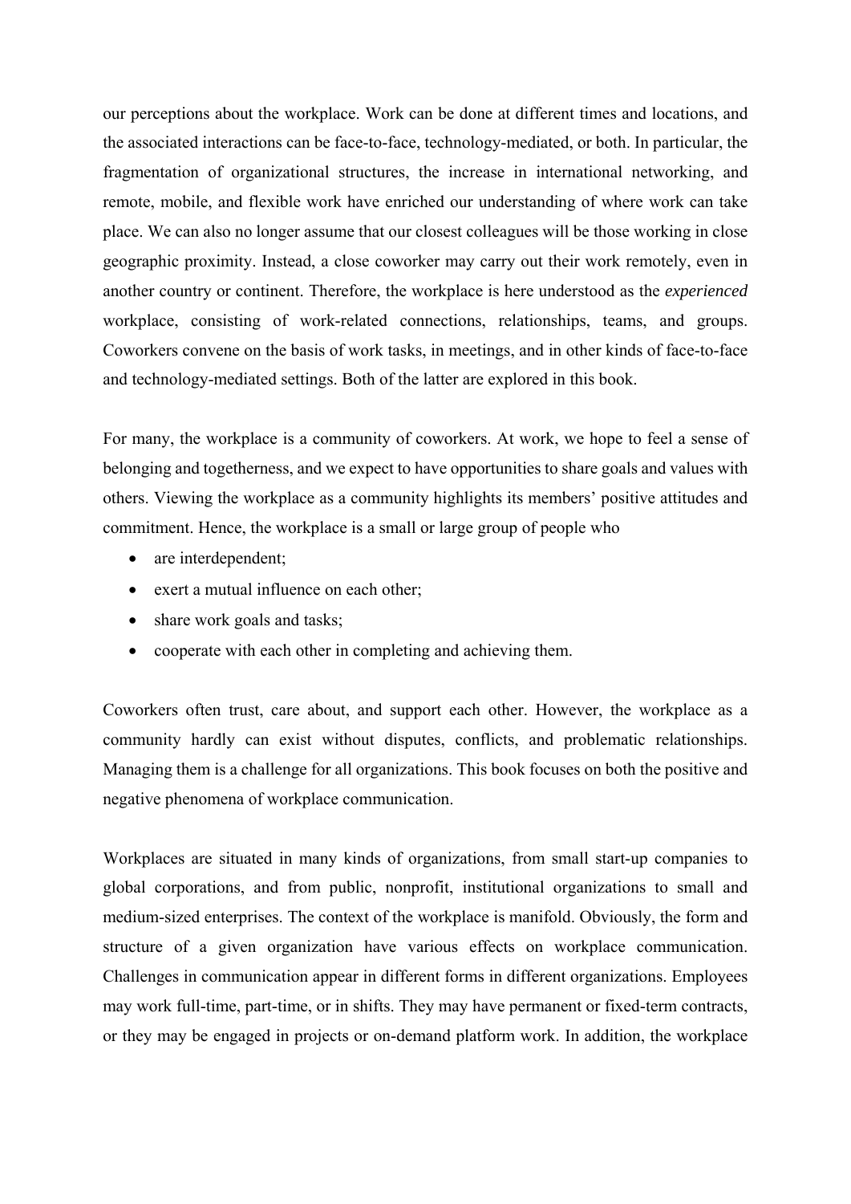our perceptions about the workplace. Work can be done at different times and locations, and the associated interactions can be face-to-face, technology-mediated, or both. In particular, the fragmentation of organizational structures, the increase in international networking, and remote, mobile, and flexible work have enriched our understanding of where work can take place. We can also no longer assume that our closest colleagues will be those working in close geographic proximity. Instead, a close coworker may carry out their work remotely, even in another country or continent. Therefore, the workplace is here understood as the *experienced* workplace, consisting of work-related connections, relationships, teams, and groups. Coworkers convene on the basis of work tasks, in meetings, and in other kinds of face-to-face and technology-mediated settings. Both of the latter are explored in this book.

For many, the workplace is a community of coworkers. At work, we hope to feel a sense of belonging and togetherness, and we expect to have opportunities to share goals and values with others. Viewing the workplace as a community highlights its members' positive attitudes and commitment. Hence, the workplace is a small or large group of people who

- are interdependent;
- exert a mutual influence on each other;
- share work goals and tasks;
- cooperate with each other in completing and achieving them.

Coworkers often trust, care about, and support each other. However, the workplace as a community hardly can exist without disputes, conflicts, and problematic relationships. Managing them is a challenge for all organizations. This book focuses on both the positive and negative phenomena of workplace communication.

Workplaces are situated in many kinds of organizations, from small start-up companies to global corporations, and from public, nonprofit, institutional organizations to small and medium-sized enterprises. The context of the workplace is manifold. Obviously, the form and structure of a given organization have various effects on workplace communication. Challenges in communication appear in different forms in different organizations. Employees may work full-time, part-time, or in shifts. They may have permanent or fixed-term contracts, or they may be engaged in projects or on-demand platform work. In addition, the workplace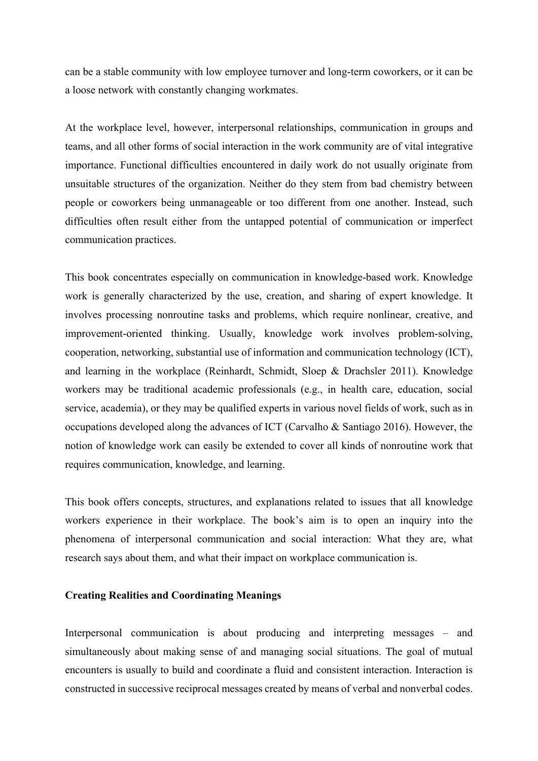can be a stable community with low employee turnover and long-term coworkers, or it can be a loose network with constantly changing workmates.

At the workplace level, however, interpersonal relationships, communication in groups and teams, and all other forms of social interaction in the work community are of vital integrative importance. Functional difficulties encountered in daily work do not usually originate from unsuitable structures of the organization. Neither do they stem from bad chemistry between people or coworkers being unmanageable or too different from one another. Instead, such difficulties often result either from the untapped potential of communication or imperfect communication practices.

This book concentrates especially on communication in knowledge-based work. Knowledge work is generally characterized by the use, creation, and sharing of expert knowledge. It involves processing nonroutine tasks and problems, which require nonlinear, creative, and improvement-oriented thinking. Usually, knowledge work involves problem-solving, cooperation, networking, substantial use of information and communication technology (ICT), and learning in the workplace (Reinhardt, Schmidt, Sloep & Drachsler 2011). Knowledge workers may be traditional academic professionals (e.g., in health care, education, social service, academia), or they may be qualified experts in various novel fields of work, such as in occupations developed along the advances of ICT (Carvalho & Santiago 2016). However, the notion of knowledge work can easily be extended to cover all kinds of nonroutine work that requires communication, knowledge, and learning.

This book offers concepts, structures, and explanations related to issues that all knowledge workers experience in their workplace. The book's aim is to open an inquiry into the phenomena of interpersonal communication and social interaction: What they are, what research says about them, and what their impact on workplace communication is.

**Creating Realities and Coordinating Meanings**

Interpersonal communication is about producing and interpreting messages – and simultaneously about making sense of and managing social situations. The goal of mutual encounters is usually to build and coordinate a fluid and consistent interaction. Interaction is constructed in successive reciprocal messages created by means of verbal and nonverbal codes.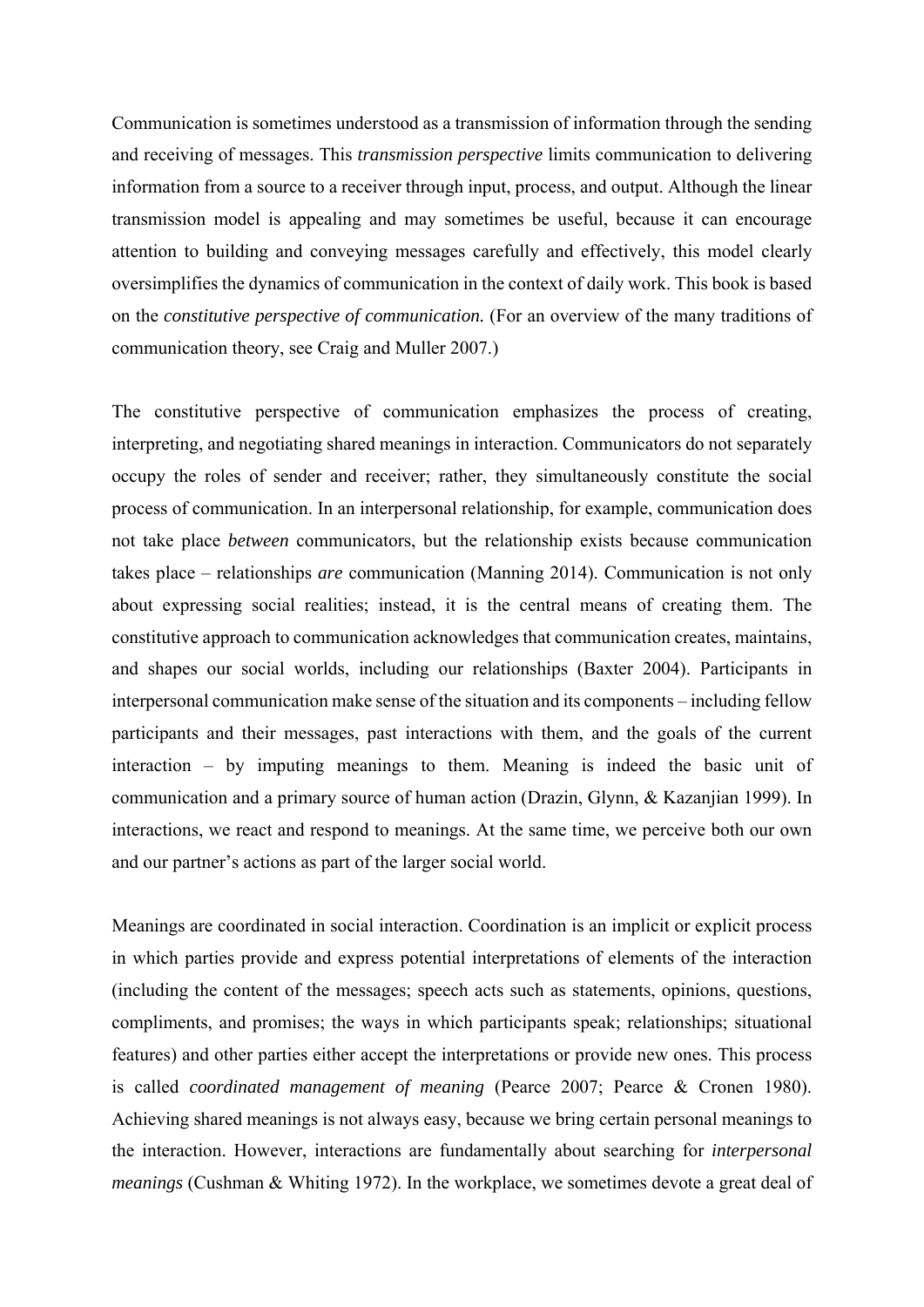Communication is sometimes understood as a transmission of information through the sending and receiving of messages. This *transmission perspective* limits communication to delivering information from a source to a receiver through input, process, and output. Although the linear transmission model is appealing and may sometimes be useful, because it can encourage attention to building and conveying messages carefully and effectively, this model clearly oversimplifies the dynamics of communication in the context of daily work. This book is based on the *constitutive perspective of communication.* (For an overview of the many traditions of communication theory, see Craig and Muller 2007.)

The constitutive perspective of communication emphasizes the process of creating, interpreting, and negotiating shared meanings in interaction. Communicators do not separately occupy the roles of sender and receiver; rather, they simultaneously constitute the social process of communication. In an interpersonal relationship, for example, communication does not take place *between* communicators, but the relationship exists because communication takes place – relationships *are* communication (Manning 2014). Communication is not only about expressing social realities; instead, it is the central means of creating them. The constitutive approach to communication acknowledges that communication creates, maintains, and shapes our social worlds, including our relationships (Baxter 2004). Participants in interpersonal communication make sense of the situation and its components – including fellow participants and their messages, past interactions with them, and the goals of the current interaction – by imputing meanings to them. Meaning is indeed the basic unit of communication and a primary source of human action (Drazin, Glynn, & Kazanjian 1999). In interactions, we react and respond to meanings. At the same time, we perceive both our own and our partner's actions as part of the larger social world.

Meanings are coordinated in social interaction. Coordination is an implicit or explicit process in which parties provide and express potential interpretations of elements of the interaction (including the content of the messages; speech acts such as statements, opinions, questions, compliments, and promises; the ways in which participants speak; relationships; situational features) and other parties either accept the interpretations or provide new ones. This process is called *coordinated management of meaning* (Pearce 2007; Pearce & Cronen 1980). Achieving shared meanings is not always easy, because we bring certain personal meanings to the interaction. However, interactions are fundamentally about searching for *interpersonal meanings* (Cushman & Whiting 1972). In the workplace, we sometimes devote a great deal of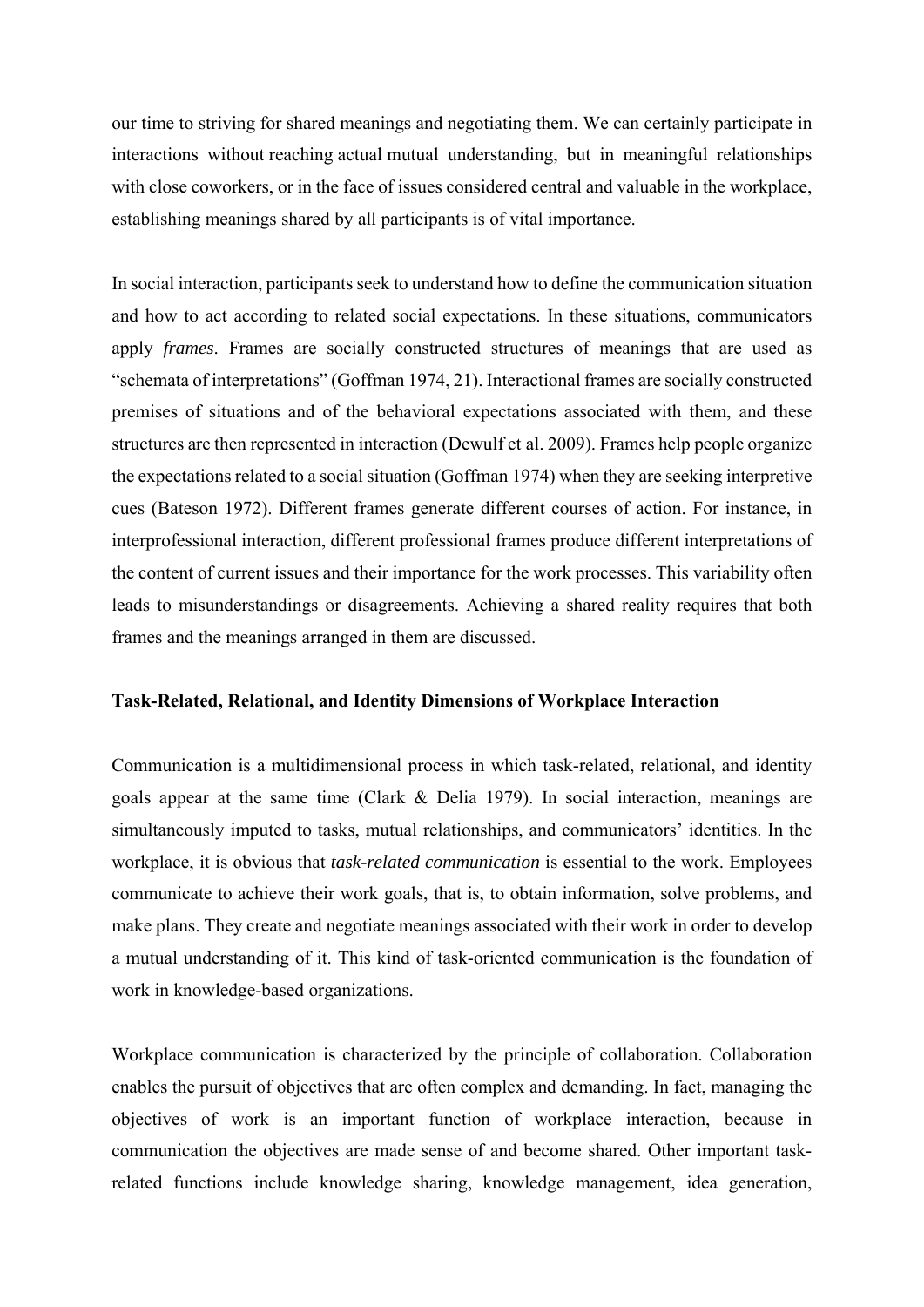our time to striving for shared meanings and negotiating them. We can certainly participate in interactions without reaching actual mutual understanding, but in meaningful relationships with close coworkers, or in the face of issues considered central and valuable in the workplace, establishing meanings shared by all participants is of vital importance.

In social interaction, participants seek to understand how to define the communication situation and how to act according to related social expectations. In these situations, communicators apply *frames*. Frames are socially constructed structures of meanings that are used as "schemata of interpretations" (Goffman 1974, 21). Interactional frames are socially constructed premises of situations and of the behavioral expectations associated with them, and these structures are then represented in interaction (Dewulf et al. 2009). Frames help people organize the expectations related to a social situation (Goffman 1974) when they are seeking interpretive cues (Bateson 1972). Different frames generate different courses of action. For instance, in interprofessional interaction, different professional frames produce different interpretations of the content of current issues and their importance for the work processes. This variability often leads to misunderstandings or disagreements. Achieving a shared reality requires that both frames and the meanings arranged in them are discussed.

**Task-Related, Relational, and Identity Dimensions of Workplace Interaction**

Communication is a multidimensional process in which task-related, relational, and identity goals appear at the same time (Clark & Delia 1979). In social interaction, meanings are simultaneously imputed to tasks, mutual relationships, and communicators' identities. In the workplace, it is obvious that *task-related communication* is essential to the work. Employees communicate to achieve their work goals, that is, to obtain information, solve problems, and make plans. They create and negotiate meanings associated with their work in order to develop a mutual understanding of it. This kind of task-oriented communication is the foundation of work in knowledge-based organizations.

Workplace communication is characterized by the principle of collaboration. Collaboration enables the pursuit of objectives that are often complex and demanding. In fact, managing the objectives of work is an important function of workplace interaction, because in communication the objectives are made sense of and become shared. Other important task-related functions include knowledge sharing, knowledge management, idea generation,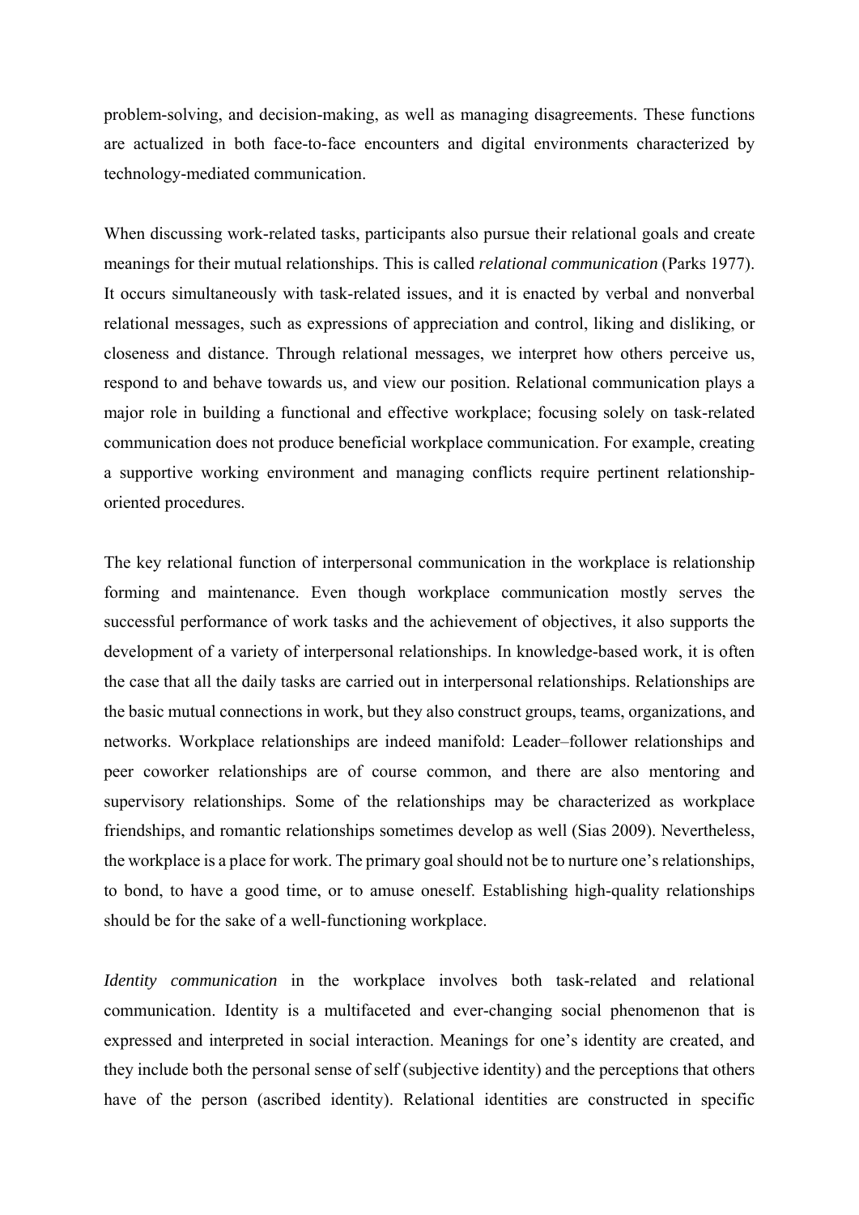problem-solving, and decision-making, as well as managing disagreements. These functions are actualized in both face-to-face encounters and digital environments characterized by technology-mediated communication.

When discussing work-related tasks, participants also pursue their relational goals and create meanings for their mutual relationships. This is called *relational communication* (Parks 1977). It occurs simultaneously with task-related issues, and it is enacted by verbal and nonverbal relational messages, such as expressions of appreciation and control, liking and disliking, or closeness and distance. Through relational messages, we interpret how others perceive us, respond to and behave towards us, and view our position. Relational communication plays a major role in building a functional and effective workplace; focusing solely on task-related communication does not produce beneficial workplace communication. For example, creating a supportive working environment and managing conflicts require pertinent relationship-oriented procedures.

The key relational function of interpersonal communication in the workplace is relationship forming and maintenance. Even though workplace communication mostly serves the successful performance of work tasks and the achievement of objectives, it also supports the development of a variety of interpersonal relationships. In knowledge-based work, it is often the case that all the daily tasks are carried out in interpersonal relationships. Relationships are the basic mutual connections in work, but they also construct groups, teams, organizations, and networks. Workplace relationships are indeed manifold: Leader–follower relationships and peer coworker relationships are of course common, and there are also mentoring and supervisory relationships. Some of the relationships may be characterized as workplace friendships, and romantic relationships sometimes develop as well (Sias 2009). Nevertheless, the workplace is a place for work. The primary goal should not be to nurture one's relationships, to bond, to have a good time, or to amuse oneself. Establishing high-quality relationships should be for the sake of a well-functioning workplace.

*Identity communication* in the workplace involves both task-related and relational communication. Identity is a multifaceted and ever-changing social phenomenon that is expressed and interpreted in social interaction. Meanings for one's identity are created, and they include both the personal sense of self (subjective identity) and the perceptions that others have of the person (ascribed identity). Relational identities are constructed in specific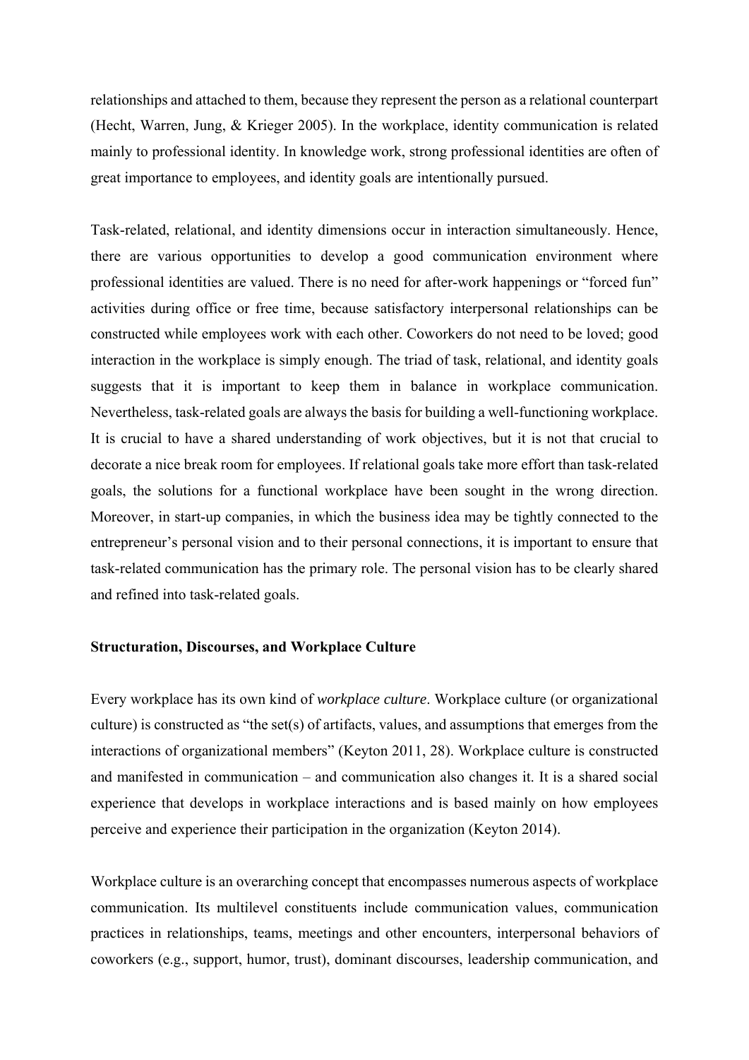relationships and attached to them, because they represent the person as a relational counterpart (Hecht, Warren, Jung, & Krieger 2005). In the workplace, identity communication is related mainly to professional identity. In knowledge work, strong professional identities are often of great importance to employees, and identity goals are intentionally pursued.

Task-related, relational, and identity dimensions occur in interaction simultaneously. Hence, there are various opportunities to develop a good communication environment where professional identities are valued. There is no need for after-work happenings or "forced fun" activities during office or free time, because satisfactory interpersonal relationships can be constructed while employees work with each other. Coworkers do not need to be loved; good interaction in the workplace is simply enough. The triad of task, relational, and identity goals suggests that it is important to keep them in balance in workplace communication. Nevertheless, task-related goals are always the basis for building a well-functioning workplace. It is crucial to have a shared understanding of work objectives, but it is not that crucial to decorate a nice break room for employees. If relational goals take more effort than task-related goals, the solutions for a functional workplace have been sought in the wrong direction. Moreover, in start-up companies, in which the business idea may be tightly connected to the entrepreneur's personal vision and to their personal connections, it is important to ensure that task-related communication has the primary role. The personal vision has to be clearly shared and refined into task-related goals.

**Structuration, Discourses, and Workplace Culture**

Every workplace has its own kind of *workplace culture*. Workplace culture (or organizational culture) is constructed as "the set(s) of artifacts, values, and assumptions that emerges from the interactions of organizational members" (Keyton 2011, 28). Workplace culture is constructed and manifested in communication – and communication also changes it. It is a shared social experience that develops in workplace interactions and is based mainly on how employees perceive and experience their participation in the organization (Keyton 2014).

Workplace culture is an overarching concept that encompasses numerous aspects of workplace communication. Its multilevel constituents include communication values, communication practices in relationships, teams, meetings and other encounters, interpersonal behaviors of coworkers (e.g., support, humor, trust), dominant discourses, leadership communication, and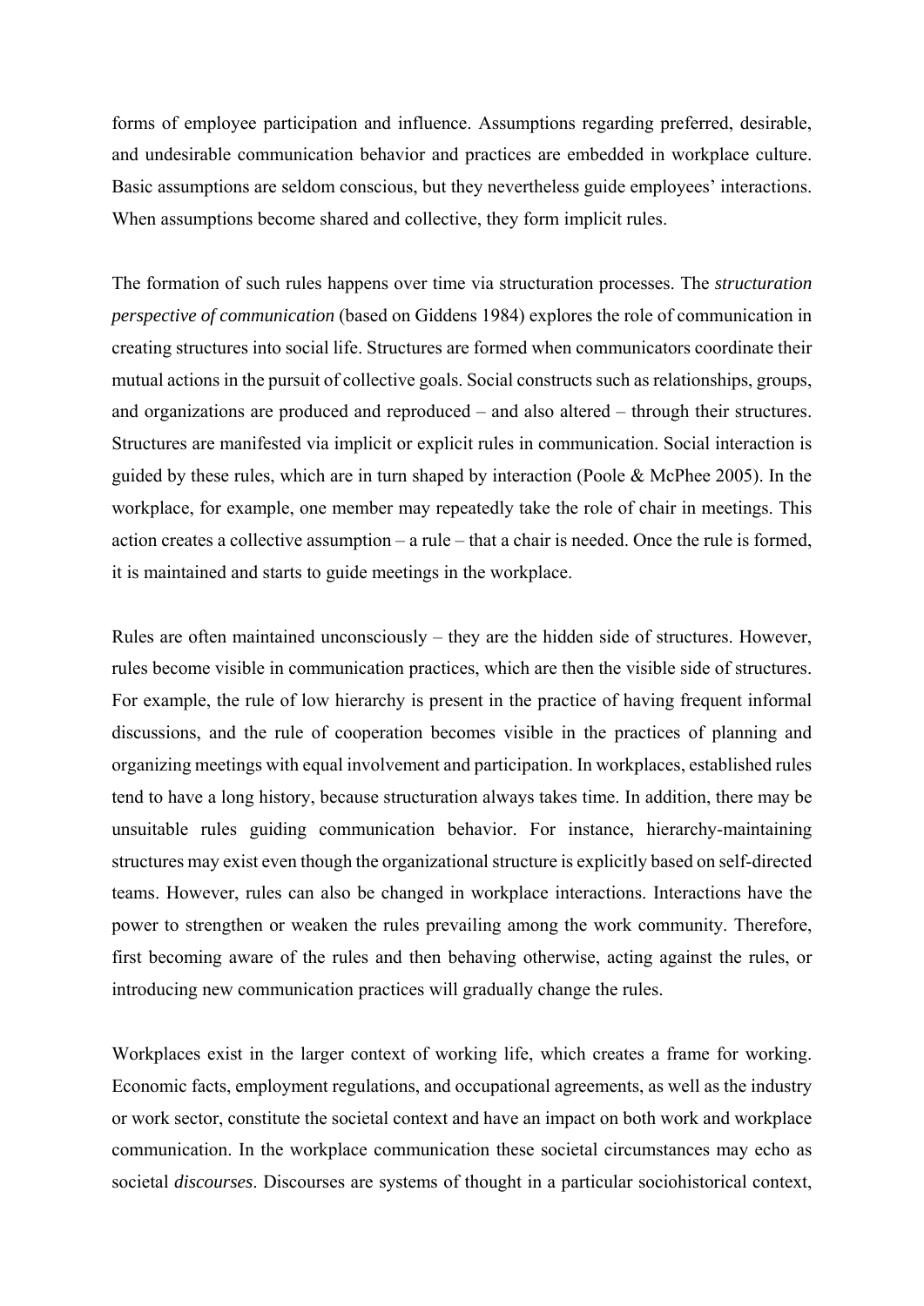forms of employee participation and influence. Assumptions regarding preferred, desirable, and undesirable communication behavior and practices are embedded in workplace culture. Basic assumptions are seldom conscious, but they nevertheless guide employees' interactions. When assumptions become shared and collective, they form implicit rules.

The formation of such rules happens over time via structuration processes. The *structuration perspective of communication* (based on Giddens 1984) explores the role of communication in creating structures into social life. Structures are formed when communicators coordinate their mutual actions in the pursuit of collective goals. Social constructs such as relationships, groups, and organizations are produced and reproduced – and also altered – through their structures. Structures are manifested via implicit or explicit rules in communication. Social interaction is guided by these rules, which are in turn shaped by interaction (Poole & McPhee 2005). In the workplace, for example, one member may repeatedly take the role of chair in meetings. This action creates a collective assumption – a rule – that a chair is needed. Once the rule is formed, it is maintained and starts to guide meetings in the workplace.

Rules are often maintained unconsciously – they are the hidden side of structures. However, rules become visible in communication practices, which are then the visible side of structures. For example, the rule of low hierarchy is present in the practice of having frequent informal discussions, and the rule of cooperation becomes visible in the practices of planning and organizing meetings with equal involvement and participation. In workplaces, established rules tend to have a long history, because structuration always takes time. In addition, there may be unsuitable rules guiding communication behavior. For instance, hierarchy-maintaining structures may exist even though the organizational structure is explicitly based on self-directed teams. However, rules can also be changed in workplace interactions. Interactions have the power to strengthen or weaken the rules prevailing among the work community. Therefore, first becoming aware of the rules and then behaving otherwise, acting against the rules, or introducing new communication practices will gradually change the rules.

Workplaces exist in the larger context of working life, which creates a frame for working. Economic facts, employment regulations, and occupational agreements, as well as the industry or work sector, constitute the societal context and have an impact on both work and workplace communication. In the workplace communication these societal circumstances may echo as societal *discourses*. Discourses are systems of thought in a particular sociohistorical context,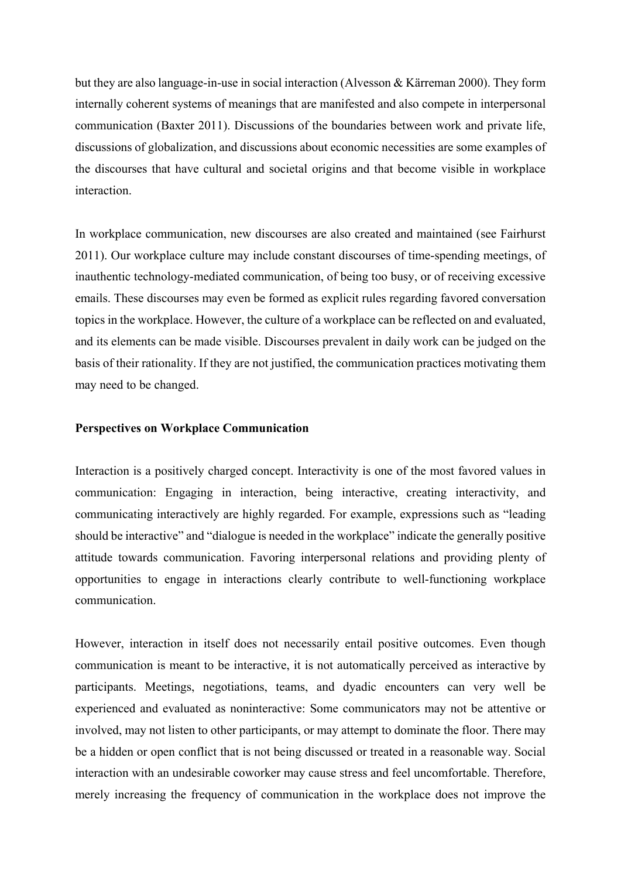but they are also language-in-use in social interaction (Alvesson & Kärreman 2000). They form internally coherent systems of meanings that are manifested and also compete in interpersonal communication (Baxter 2011). Discussions of the boundaries between work and private life, discussions of globalization, and discussions about economic necessities are some examples of the discourses that have cultural and societal origins and that become visible in workplace interaction.

In workplace communication, new discourses are also created and maintained (see Fairhurst 2011). Our workplace culture may include constant discourses of time-spending meetings, of inauthentic technology-mediated communication, of being too busy, or of receiving excessive emails. These discourses may even be formed as explicit rules regarding favored conversation topics in the workplace. However, the culture of a workplace can be reflected on and evaluated, and its elements can be made visible. Discourses prevalent in daily work can be judged on the basis of their rationality. If they are not justified, the communication practices motivating them may need to be changed.

**Perspectives on Workplace Communication**

Interaction is a positively charged concept. Interactivity is one of the most favored values in communication: Engaging in interaction, being interactive, creating interactivity, and communicating interactively are highly regarded. For example, expressions such as "leading should be interactive" and "dialogue is needed in the workplace" indicate the generally positive attitude towards communication. Favoring interpersonal relations and providing plenty of opportunities to engage in interactions clearly contribute to well-functioning workplace communication.

However, interaction in itself does not necessarily entail positive outcomes. Even though communication is meant to be interactive, it is not automatically perceived as interactive by participants. Meetings, negotiations, teams, and dyadic encounters can very well be experienced and evaluated as noninteractive: Some communicators may not be attentive or involved, may not listen to other participants, or may attempt to dominate the floor. There may be a hidden or open conflict that is not being discussed or treated in a reasonable way. Social interaction with an undesirable coworker may cause stress and feel uncomfortable. Therefore, merely increasing the frequency of communication in the workplace does not improve the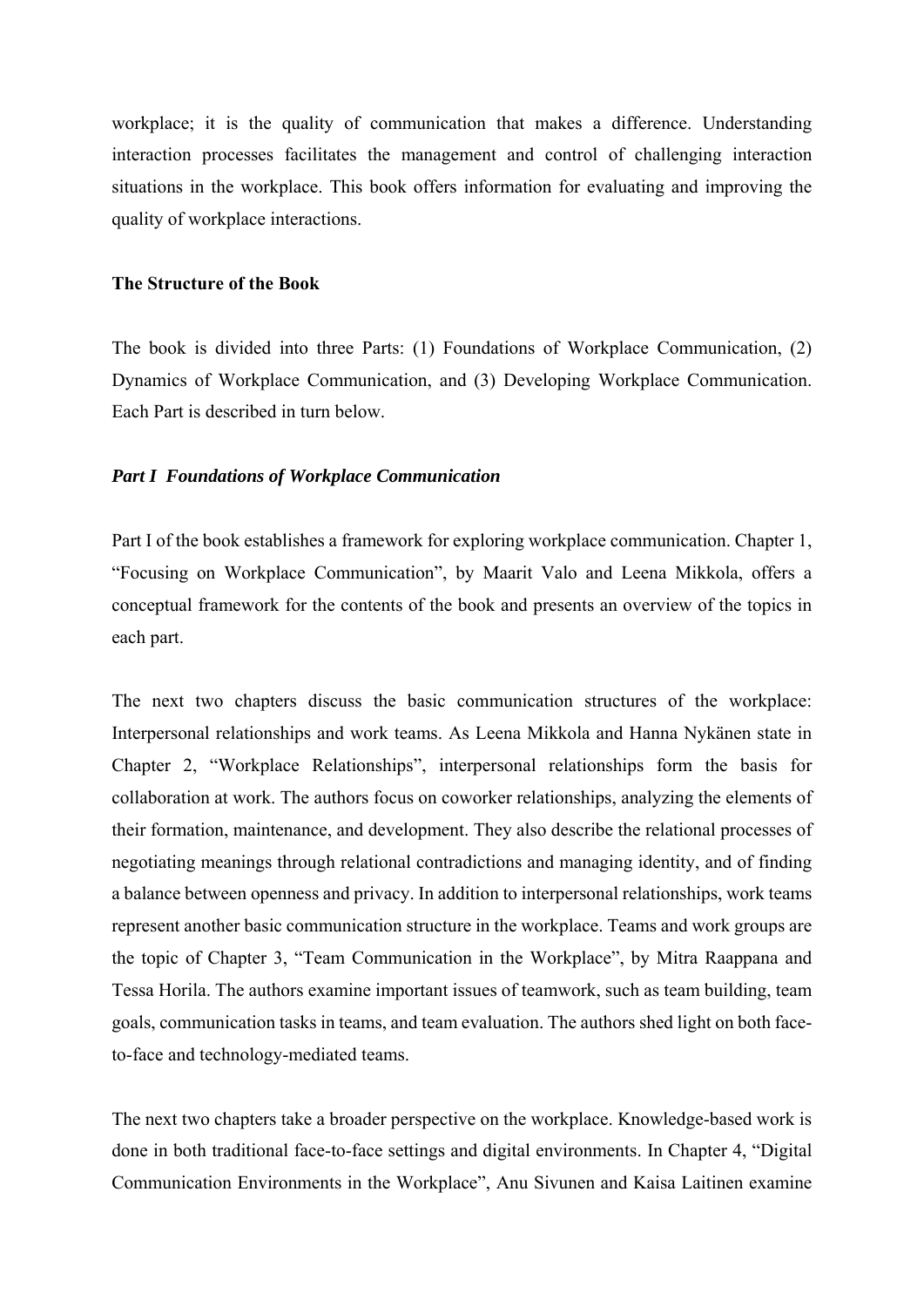workplace; it is the quality of communication that makes a difference. Understanding interaction processes facilitates the management and control of challenging interaction situations in the workplace. This book offers information for evaluating and improving the quality of workplace interactions.

**The Structure of the Book**

The book is divided into three Parts: (1) Foundations of Workplace Communication, (2) Dynamics of Workplace Communication, and (3) Developing Workplace Communication. Each Part is described in turn below.

***Part I Foundations of Workplace Communication***

Part I of the book establishes a framework for exploring workplace communication. Chapter 1, “Focusing on Workplace Communication”, by Maarit Valo and Leena Mikkola, offers a conceptual framework for the contents of the book and presents an overview of the topics in each part.

The next two chapters discuss the basic communication structures of the workplace: Interpersonal relationships and work teams. As Leena Mikkola and Hanna Nykänen state in Chapter 2, “Workplace Relationships”, interpersonal relationships form the basis for collaboration at work. The authors focus on coworker relationships, analyzing the elements of their formation, maintenance, and development. They also describe the relational processes of negotiating meanings through relational contradictions and managing identity, and of finding a balance between openness and privacy. In addition to interpersonal relationships, work teams represent another basic communication structure in the workplace. Teams and work groups are the topic of Chapter 3, “Team Communication in the Workplace”, by Mitra Raappana and Tessa Horila. The authors examine important issues of teamwork, such as team building, team goals, communication tasks in teams, and team evaluation. The authors shed light on both face-to-face and technology-mediated teams.

The next two chapters take a broader perspective on the workplace. Knowledge-based work is done in both traditional face-to-face settings and digital environments. In Chapter 4, “Digital Communication Environments in the Workplace”, Anu Sivunen and Kaisa Laitinen examine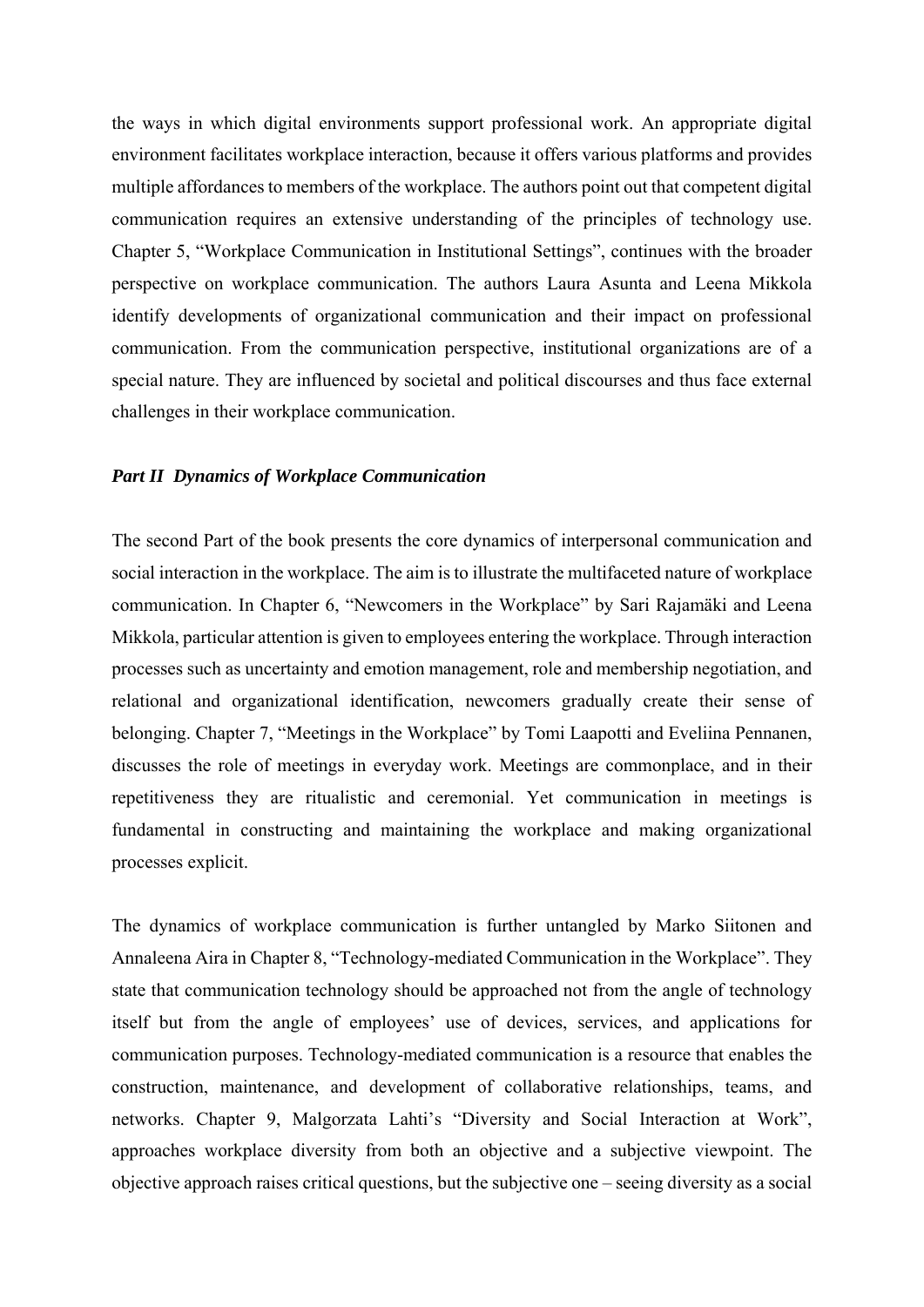the ways in which digital environments support professional work. An appropriate digital environment facilitates workplace interaction, because it offers various platforms and provides multiple affordances to members of the workplace. The authors point out that competent digital communication requires an extensive understanding of the principles of technology use. Chapter 5, "Workplace Communication in Institutional Settings", continues with the broader perspective on workplace communication. The authors Laura Asunta and Leena Mikkola identify developments of organizational communication and their impact on professional communication. From the communication perspective, institutional organizations are of a special nature. They are influenced by societal and political discourses and thus face external challenges in their workplace communication.

### *Part II Dynamics of Workplace Communication*

The second Part of the book presents the core dynamics of interpersonal communication and social interaction in the workplace. The aim is to illustrate the multifaceted nature of workplace communication. In Chapter 6, "Newcomers in the Workplace" by Sari Rajamäki and Leena Mikkola, particular attention is given to employees entering the workplace. Through interaction processes such as uncertainty and emotion management, role and membership negotiation, and relational and organizational identification, newcomers gradually create their sense of belonging. Chapter 7, "Meetings in the Workplace" by Tomi Laapotti and Eveliina Pennanen, discusses the role of meetings in everyday work. Meetings are commonplace, and in their repetitiveness they are ritualistic and ceremonial. Yet communication in meetings is fundamental in constructing and maintaining the workplace and making organizational processes explicit.

The dynamics of workplace communication is further untangled by Marko Siitonen and Annaleena Aira in Chapter 8, "Technology-mediated Communication in the Workplace". They state that communication technology should be approached not from the angle of technology itself but from the angle of employees' use of devices, services, and applications for communication purposes. Technology-mediated communication is a resource that enables the construction, maintenance, and development of collaborative relationships, teams, and networks. Chapter 9, Malgorzata Lahti's "Diversity and Social Interaction at Work", approaches workplace diversity from both an objective and a subjective viewpoint. The objective approach raises critical questions, but the subjective one – seeing diversity as a social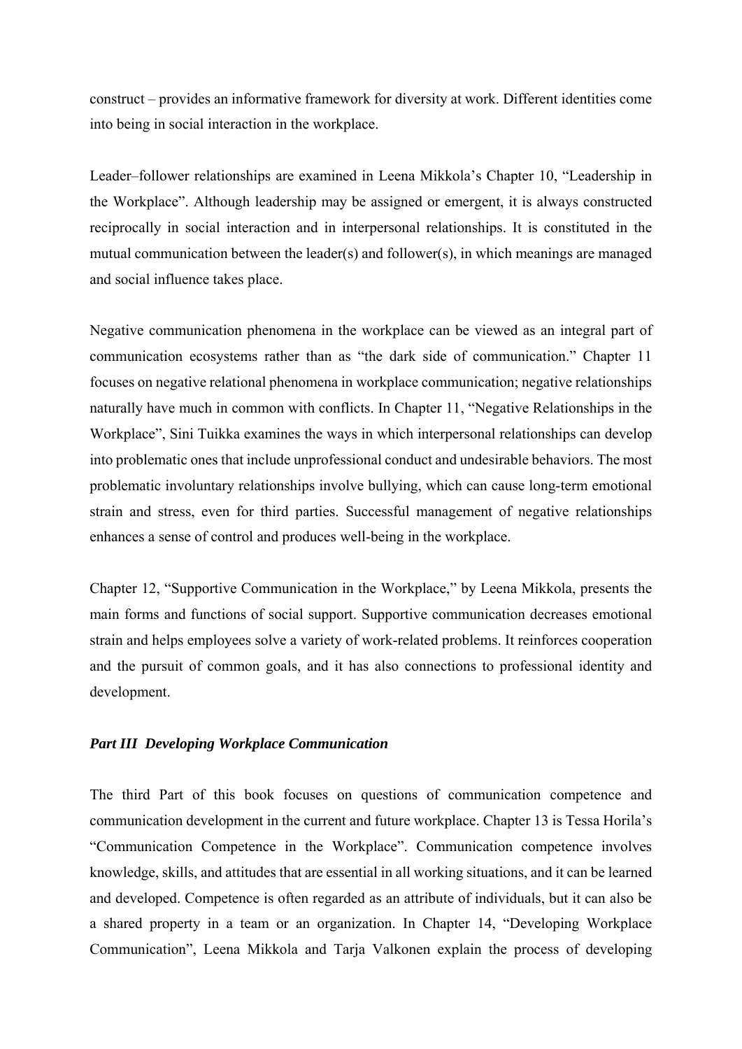construct – provides an informative framework for diversity at work. Different identities come into being in social interaction in the workplace.

Leader–follower relationships are examined in Leena Mikkola's Chapter 10, "Leadership in the Workplace". Although leadership may be assigned or emergent, it is always constructed reciprocally in social interaction and in interpersonal relationships. It is constituted in the mutual communication between the leader(s) and follower(s), in which meanings are managed and social influence takes place.

Negative communication phenomena in the workplace can be viewed as an integral part of communication ecosystems rather than as "the dark side of communication." Chapter 11 focuses on negative relational phenomena in workplace communication; negative relationships naturally have much in common with conflicts. In Chapter 11, "Negative Relationships in the Workplace", Sini Tuikka examines the ways in which interpersonal relationships can develop into problematic ones that include unprofessional conduct and undesirable behaviors. The most problematic involuntary relationships involve bullying, which can cause long-term emotional strain and stress, even for third parties. Successful management of negative relationships enhances a sense of control and produces well-being in the workplace.

Chapter 12, "Supportive Communication in the Workplace," by Leena Mikkola, presents the main forms and functions of social support. Supportive communication decreases emotional strain and helps employees solve a variety of work-related problems. It reinforces cooperation and the pursuit of common goals, and it has also connections to professional identity and development.

### *Part III Developing Workplace Communication*

The third Part of this book focuses on questions of communication competence and communication development in the current and future workplace. Chapter 13 is Tessa Horila's "Communication Competence in the Workplace". Communication competence involves knowledge, skills, and attitudes that are essential in all working situations, and it can be learned and developed. Competence is often regarded as an attribute of individuals, but it can also be a shared property in a team or an organization. In Chapter 14, "Developing Workplace Communication", Leena Mikkola and Tarja Valkonen explain the process of developing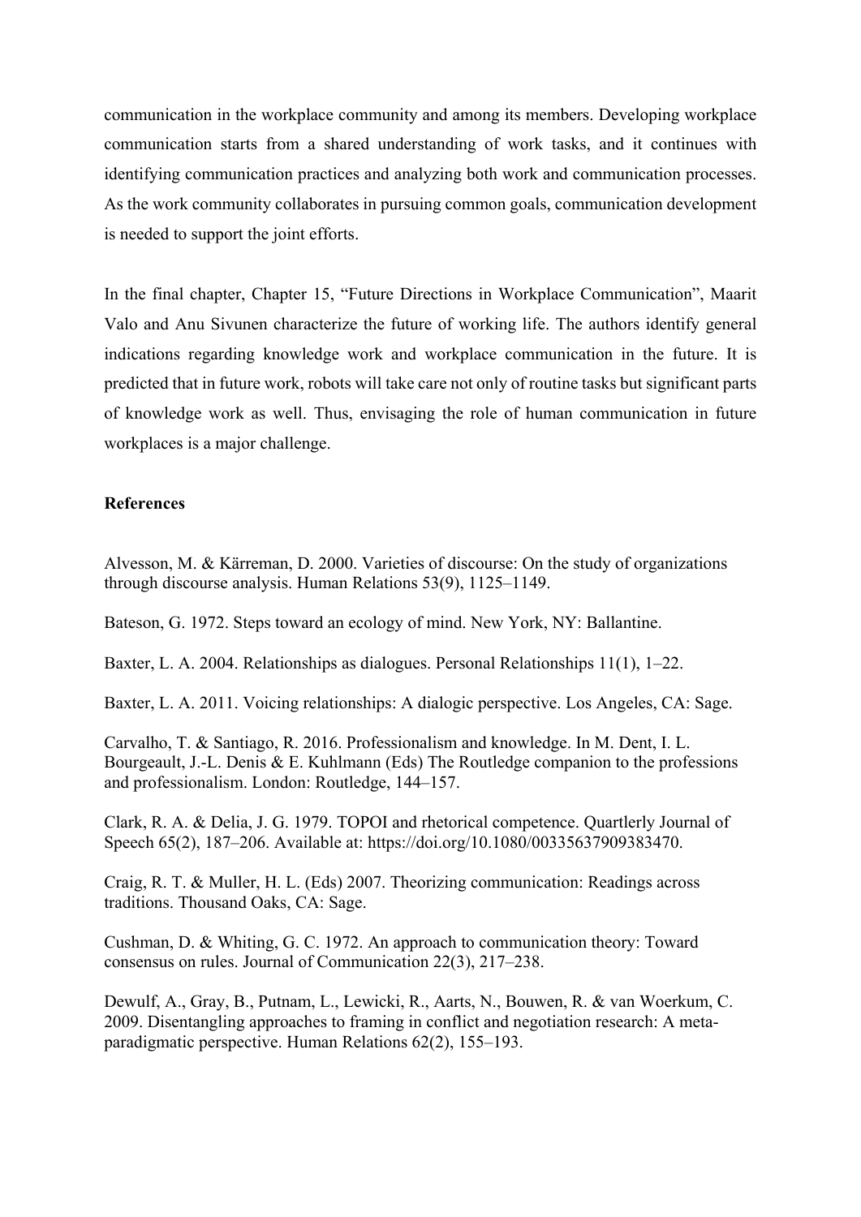communication in the workplace community and among its members. Developing workplace communication starts from a shared understanding of work tasks, and it continues with identifying communication practices and analyzing both work and communication processes. As the work community collaborates in pursuing common goals, communication development is needed to support the joint efforts.

In the final chapter, Chapter 15, "Future Directions in Workplace Communication", Maarit Valo and Anu Sivunen characterize the future of working life. The authors identify general indications regarding knowledge work and workplace communication in the future. It is predicted that in future work, robots will take care not only of routine tasks but significant parts of knowledge work as well. Thus, envisaging the role of human communication in future workplaces is a major challenge.

**References**

Alvesson, M. & Kärreman, D. 2000. Varieties of discourse: On the study of organizations through discourse analysis. Human Relations 53(9), 1125–1149.

Bateson, G. 1972. Steps toward an ecology of mind. New York, NY: Ballantine.

Baxter, L. A. 2004. Relationships as dialogues. Personal Relationships 11(1), 1–22.

Baxter, L. A. 2011. Voicing relationships: A dialogic perspective. Los Angeles, CA: Sage.

Carvalho, T. & Santiago, R. 2016. Professionalism and knowledge. In M. Dent, I. L. Bourgeault, J.-L. Denis & E. Kuhlmann (Eds) The Routledge companion to the professions and professionalism. London: Routledge, 144–157.

Clark, R. A. & Delia, J. G. 1979. TOPOI and rhetorical competence. Quartlerly Journal of Speech 65(2), 187–206. Available at: https://doi.org/10.1080/00335637909383470.

Craig, R. T. & Muller, H. L. (Eds) 2007. Theorizing communication: Readings across traditions. Thousand Oaks, CA: Sage.

Cushman, D. & Whiting, G. C. 1972. An approach to communication theory: Toward consensus on rules. Journal of Communication 22(3), 217–238.

Dewulf, A., Gray, B., Putnam, L., Lewicki, R., Aarts, N., Bouwen, R. & van Woerkum, C. 2009. Disentangling approaches to framing in conflict and negotiation research: A meta-paradigmatic perspective. Human Relations 62(2), 155–193.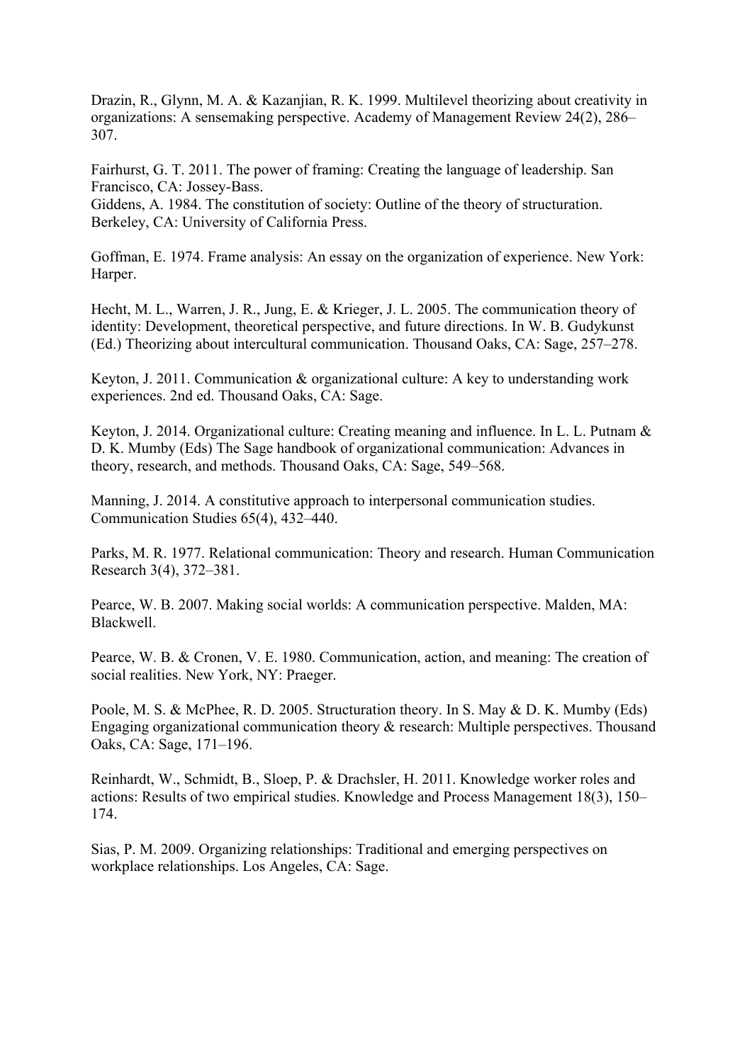Drazin, R., Glynn, M. A. & Kazanjian, R. K. 1999. Multilevel theorizing about creativity in organizations: A sensemaking perspective. Academy of Management Review 24(2), 286–307.

Fairhurst, G. T. 2011. The power of framing: Creating the language of leadership. San Francisco, CA: Jossey-Bass.

Giddens, A. 1984. The constitution of society: Outline of the theory of structuration. Berkeley, CA: University of California Press.

Goffman, E. 1974. Frame analysis: An essay on the organization of experience. New York: Harper.

Hecht, M. L., Warren, J. R., Jung, E. & Krieger, J. L. 2005. The communication theory of identity: Development, theoretical perspective, and future directions. In W. B. Gudykunst (Ed.) Theorizing about intercultural communication. Thousand Oaks, CA: Sage, 257–278.

Keyton, J. 2011. Communication & organizational culture: A key to understanding work experiences. 2nd ed. Thousand Oaks, CA: Sage.

Keyton, J. 2014. Organizational culture: Creating meaning and influence. In L. L. Putnam & D. K. Mumby (Eds) The Sage handbook of organizational communication: Advances in theory, research, and methods. Thousand Oaks, CA: Sage, 549–568.

Manning, J. 2014. A constitutive approach to interpersonal communication studies. Communication Studies 65(4), 432–440.

Parks, M. R. 1977. Relational communication: Theory and research. Human Communication Research 3(4), 372–381.

Pearce, W. B. 2007. Making social worlds: A communication perspective. Malden, MA: Blackwell.

Pearce, W. B. & Cronen, V. E. 1980. Communication, action, and meaning: The creation of social realities. New York, NY: Praeger.

Poole, M. S. & McPhee, R. D. 2005. Structuration theory. In S. May & D. K. Mumby (Eds) Engaging organizational communication theory & research: Multiple perspectives. Thousand Oaks, CA: Sage, 171–196.

Reinhardt, W., Schmidt, B., Sloep, P. & Drachsler, H. 2011. Knowledge worker roles and actions: Results of two empirical studies. Knowledge and Process Management 18(3), 150–174.

Sias, P. M. 2009. Organizing relationships: Traditional and emerging perspectives on workplace relationships. Los Angeles, CA: Sage.